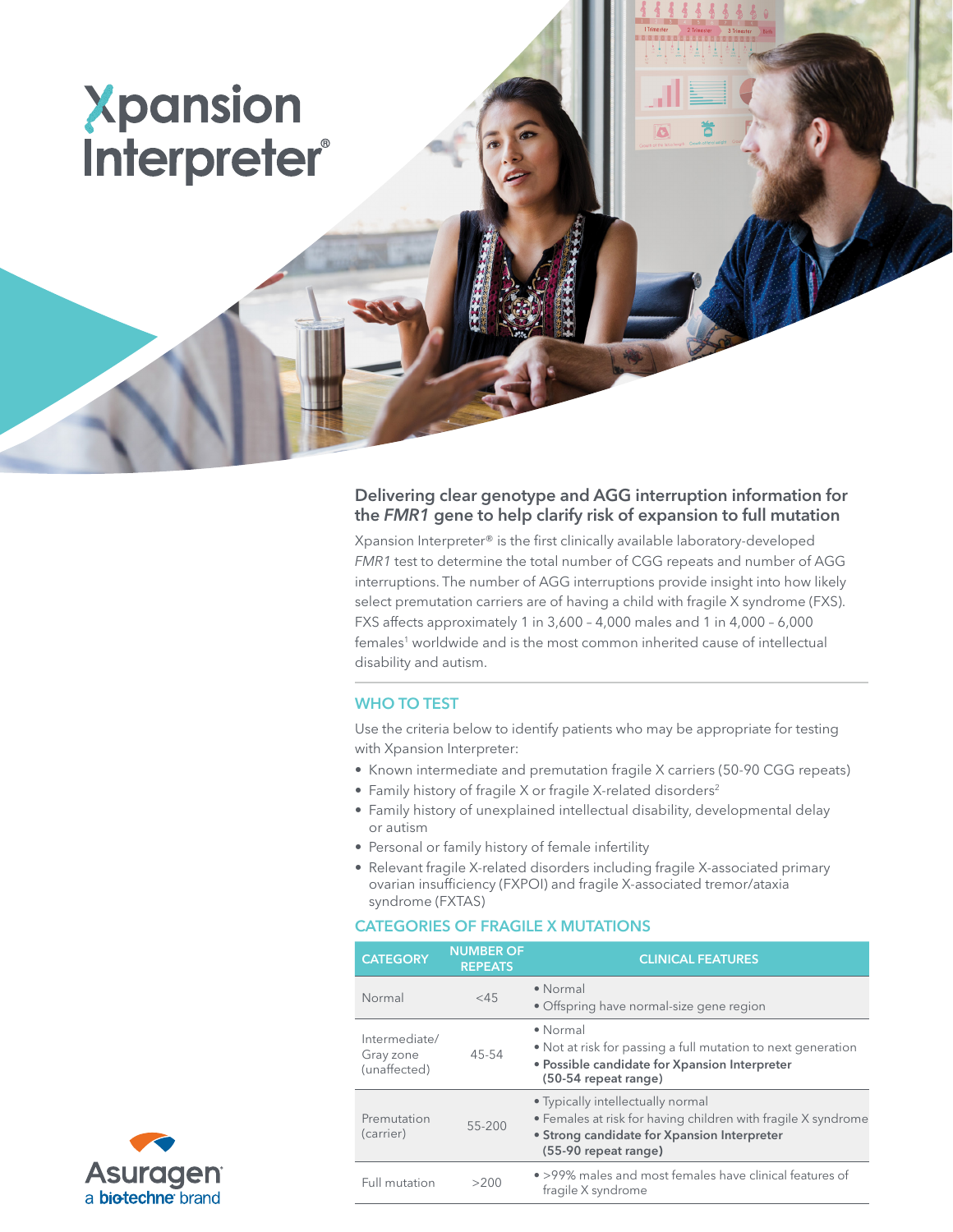# Xpansion Interpreter®

## Delivering clear genotype and AGG interruption information for the *FMR1* gene to help clarify risk of expansion to full mutation

Xpansion Interpreter® is the first clinically available laboratory-developed *FMR1* test to determine the total number of CGG repeats and number of AGG interruptions. The number of AGG interruptions provide insight into how likely select premutation carriers are of having a child with fragile X syndrome (FXS). FXS affects approximately 1 in 3,600 – 4,000 males and 1 in 4,000 – 6,000 females[1] worldwide and is the most common inherited cause of intellectual disability and autism.

### WHO TO TEST

Use the criteria below to identify patients who may be appropriate for testing with Xpansion Interpreter:

- Known intermediate and premutation fragile X carriers (50-90 CGG repeats)
- Family history of fragile X or fragile X-related disorders[2]
- Family history of unexplained intellectual disability, developmental delay or autism
- Personal or family history of female infertility
- Relevant fragile X-related disorders including fragile X-associated primary ovarian insufficiency (FXPOI) and fragile X-associated tremor/ataxia syndrome (FXTAS)

### CATEGORIES OF FRAGILE X MUTATIONS

| CATEGORY | NUMBER OF REPEATS | CLINICAL FEATURES |
|---|---|---|
| Normal | <45 | • Normal<br>• Offspring have normal-size gene region |
| Intermediate/ Gray zone (unaffected) | 45-54 | • Normal<br>• Not at risk for passing a full mutation to next generation<br>• **Possible candidate for Xpansion Interpreter (50-54 repeat range)** |
| Premutation (carrier) | 55-200 | • Typically intellectually normal<br>• Females at risk for having children with fragile X syndrome<br>• **Strong candidate for Xpansion Interpreter (55-90 repeat range)** |
| Full mutation | >200 | • >99% males and most females have clinical features of fragile X syndrome |

Asuragen
a bio-techne brand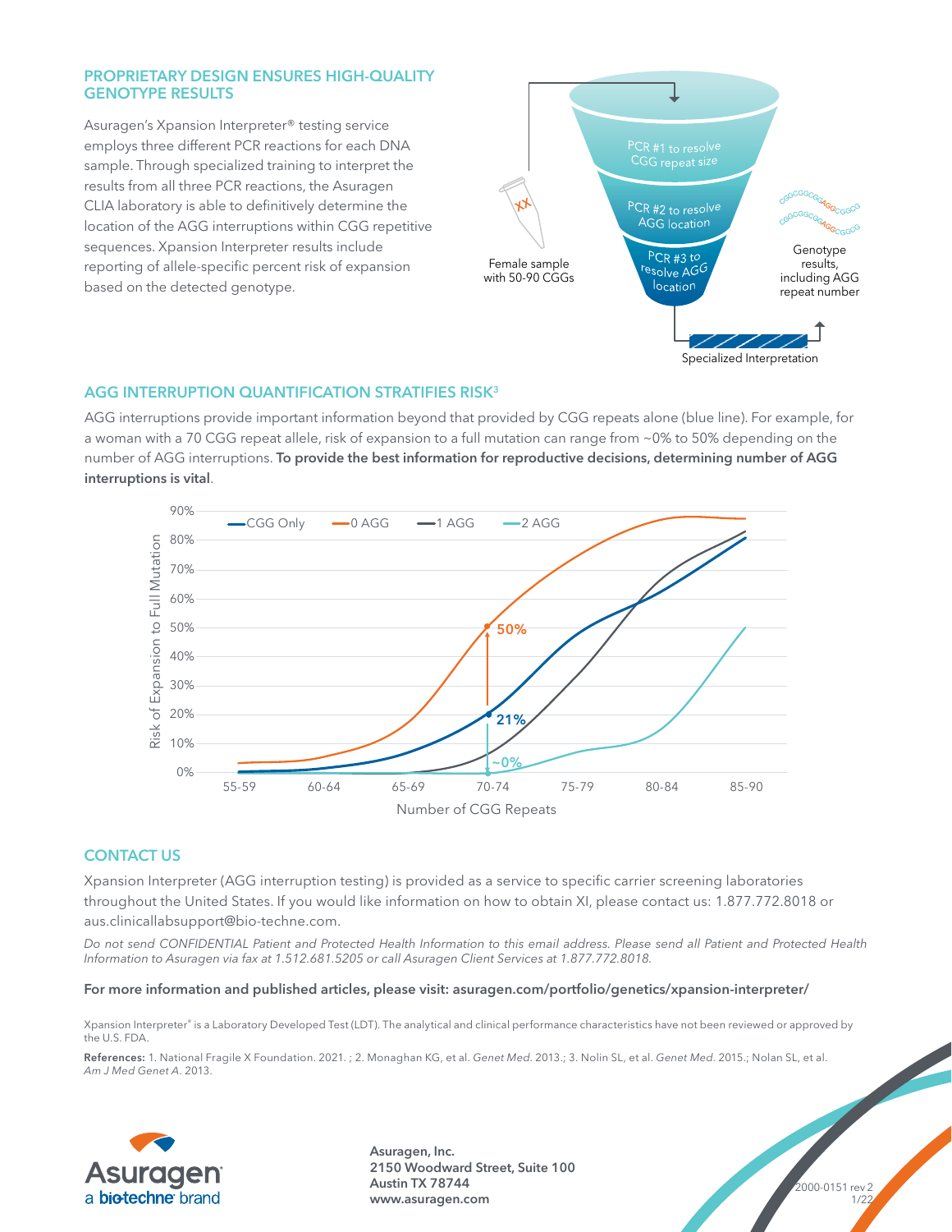## PROPRIETARY DESIGN ENSURES HIGH-QUALITY GENOTYPE RESULTS

Asuragen's Xpansion Interpreter® testing service employs three different PCR reactions for each DNA sample. Through specialized training to interpret the results from all three PCR reactions, the Asuragen CLIA laboratory is able to definitively determine the location of the AGG interruptions within CGG repetitive sequences. Xpansion Interpreter results include reporting of allele-specific percent risk of expansion based on the detected genotype.

Female sample with 50-90 CGGs

PCR #1 to resolve CGG repeat size

PCR #2 to resolve AGG location

PCR #3 to resolve AGG location

Genotype results, including AGG repeat number

Specialized Interpretation

## AGG INTERRUPTION QUANTIFICATION STRATIFIES RISK[3]

AGG interruptions provide important information beyond that provided by CGG repeats alone (blue line). For example, for a woman with a 70 CGG repeat allele, risk of expansion to a full mutation can range from ~0% to 50% depending on the number of AGG interruptions. **To provide the best information for reproductive decisions, determining number of AGG interruptions is vital**.

CGG Only   0 AGG   1 AGG   2 AGG

Risk of Expansion to Full Mutation

90%
80%
70%
60%
50%
40%
30%
20%
10%
0%

50%
21%
~0%

55-59   60-64   65-69   70-74   75-79   80-84   85-90

Number of CGG Repeats

## CONTACT US

Xpansion Interpreter (AGG interruption testing) is provided as a service to specific carrier screening laboratories throughout the United States. If you would like information on how to obtain XI, please contact us: 1.877.772.8018 or aus.clinicallabsupport@bio-techne.com.

*Do not send CONFIDENTIAL Patient and Protected Health Information to this email address. Please send all Patient and Protected Health Information to Asuragen via fax at 1.512.681.5205 or call Asuragen Client Services at 1.877.772.8018.*

**For more information and published articles, please visit: asuragen.com/portfolio/genetics/xpansion-interpreter/**

Xpansion Interpreter® is a Laboratory Developed Test (LDT). The analytical and clinical performance characteristics have not been reviewed or approved by the U.S. FDA.

**References:** 1. National Fragile X Foundation. 2021. ; 2. Monaghan KG, et al. *Genet Med.* 2013.; 3. Nolin SL, et al. *Genet Med.* 2015.; Nolan SL, et al. *Am J Med Genet A.* 2013.

Asuragen
a bio-techne brand

**Asuragen, Inc.**
**2150 Woodward Street, Suite 100**
**Austin TX 78744**
**www.asuragen.com**

2000-0151 rev 2
1/22